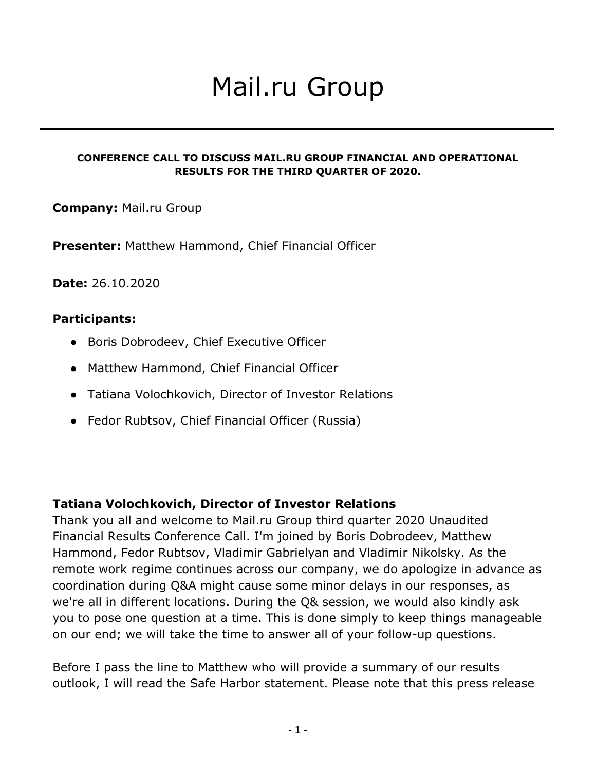# Mail.ru Group

---

**CONFERENCE CALL TO DISCUSS MAIL.RU GROUP FINANCIAL AND OPERATIONAL RESULTS FOR THE THIRD QUARTER OF 2020.**

**Company:** Mail.ru Group

**Presenter:** Matthew Hammond, Chief Financial Officer

**Date:** 26.10.2020

**Participants:**

- Boris Dobrodeev, Chief Executive Officer
- Matthew Hammond, Chief Financial Officer
- Tatiana Volochkovich, Director of Investor Relations
- Fedor Rubtsov, Chief Financial Officer (Russia)

---

**Tatiana Volochkovich, Director of Investor Relations**

Thank you all and welcome to Mail.ru Group third quarter 2020 Unaudited Financial Results Conference Call. I'm joined by Boris Dobrodeev, Matthew Hammond, Fedor Rubtsov, Vladimir Gabrielyan and Vladimir Nikolsky. As the remote work regime continues across our company, we do apologize in advance as coordination during Q&A might cause some minor delays in our responses, as we're all in different locations. During the Q& session, we would also kindly ask you to pose one question at a time. This is done simply to keep things manageable on our end; we will take the time to answer all of your follow-up questions.

Before I pass the line to Matthew who will provide a summary of our results outlook, I will read the Safe Harbor statement. Please note that this press release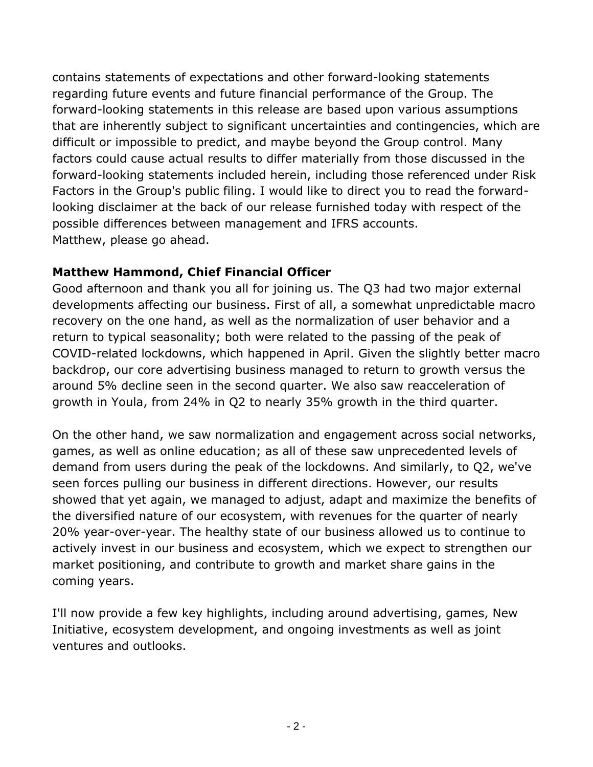contains statements of expectations and other forward-looking statements regarding future events and future financial performance of the Group. The forward-looking statements in this release are based upon various assumptions that are inherently subject to significant uncertainties and contingencies, which are difficult or impossible to predict, and maybe beyond the Group control. Many factors could cause actual results to differ materially from those discussed in the forward-looking statements included herein, including those referenced under Risk Factors in the Group's public filing. I would like to direct you to read the forward-looking disclaimer at the back of our release furnished today with respect of the possible differences between management and IFRS accounts.
Matthew, please go ahead.

**Matthew Hammond, Chief Financial Officer**
Good afternoon and thank you all for joining us. The Q3 had two major external developments affecting our business. First of all, a somewhat unpredictable macro recovery on the one hand, as well as the normalization of user behavior and a return to typical seasonality; both were related to the passing of the peak of COVID-related lockdowns, which happened in April. Given the slightly better macro backdrop, our core advertising business managed to return to growth versus the around 5% decline seen in the second quarter. We also saw reacceleration of growth in Youla, from 24% in Q2 to nearly 35% growth in the third quarter.

On the other hand, we saw normalization and engagement across social networks, games, as well as online education; as all of these saw unprecedented levels of demand from users during the peak of the lockdowns. And similarly, to Q2, we've seen forces pulling our business in different directions. However, our results showed that yet again, we managed to adjust, adapt and maximize the benefits of the diversified nature of our ecosystem, with revenues for the quarter of nearly 20% year-over-year. The healthy state of our business allowed us to continue to actively invest in our business and ecosystem, which we expect to strengthen our market positioning, and contribute to growth and market share gains in the coming years.

I'll now provide a few key highlights, including around advertising, games, New Initiative, ecosystem development, and ongoing investments as well as joint ventures and outlooks.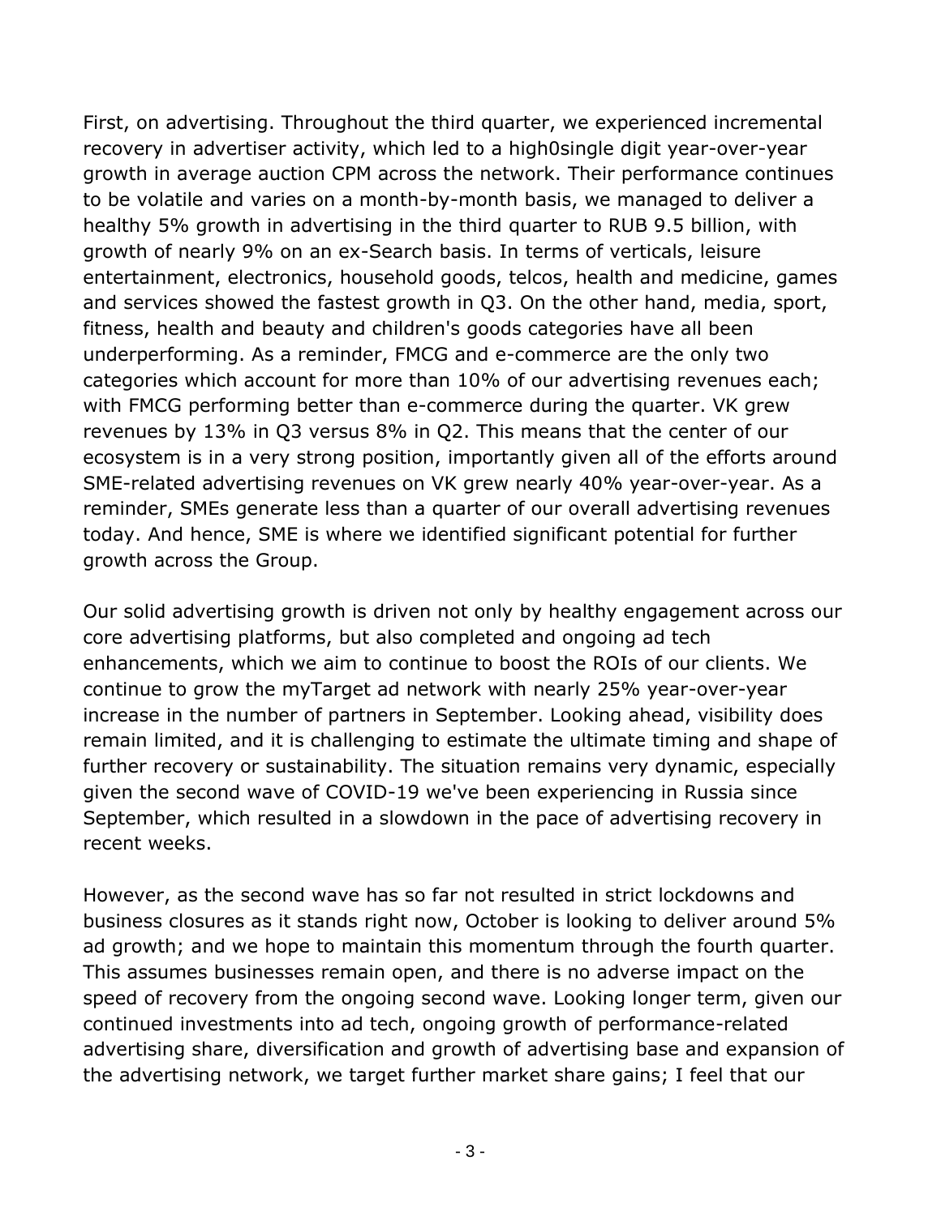First, on advertising. Throughout the third quarter, we experienced incremental recovery in advertiser activity, which led to a high0single digit year-over-year growth in average auction CPM across the network. Their performance continues to be volatile and varies on a month-by-month basis, we managed to deliver a healthy 5% growth in advertising in the third quarter to RUB 9.5 billion, with growth of nearly 9% on an ex-Search basis. In terms of verticals, leisure entertainment, electronics, household goods, telcos, health and medicine, games and services showed the fastest growth in Q3. On the other hand, media, sport, fitness, health and beauty and children's goods categories have all been underperforming. As a reminder, FMCG and e-commerce are the only two categories which account for more than 10% of our advertising revenues each; with FMCG performing better than e-commerce during the quarter. VK grew revenues by 13% in Q3 versus 8% in Q2. This means that the center of our ecosystem is in a very strong position, importantly given all of the efforts around SME-related advertising revenues on VK grew nearly 40% year-over-year. As a reminder, SMEs generate less than a quarter of our overall advertising revenues today. And hence, SME is where we identified significant potential for further growth across the Group.

Our solid advertising growth is driven not only by healthy engagement across our core advertising platforms, but also completed and ongoing ad tech enhancements, which we aim to continue to boost the ROIs of our clients. We continue to grow the myTarget ad network with nearly 25% year-over-year increase in the number of partners in September. Looking ahead, visibility does remain limited, and it is challenging to estimate the ultimate timing and shape of further recovery or sustainability. The situation remains very dynamic, especially given the second wave of COVID-19 we've been experiencing in Russia since September, which resulted in a slowdown in the pace of advertising recovery in recent weeks.

However, as the second wave has so far not resulted in strict lockdowns and business closures as it stands right now, October is looking to deliver around 5% ad growth; and we hope to maintain this momentum through the fourth quarter. This assumes businesses remain open, and there is no adverse impact on the speed of recovery from the ongoing second wave. Looking longer term, given our continued investments into ad tech, ongoing growth of performance-related advertising share, diversification and growth of advertising base and expansion of the advertising network, we target further market share gains; I feel that our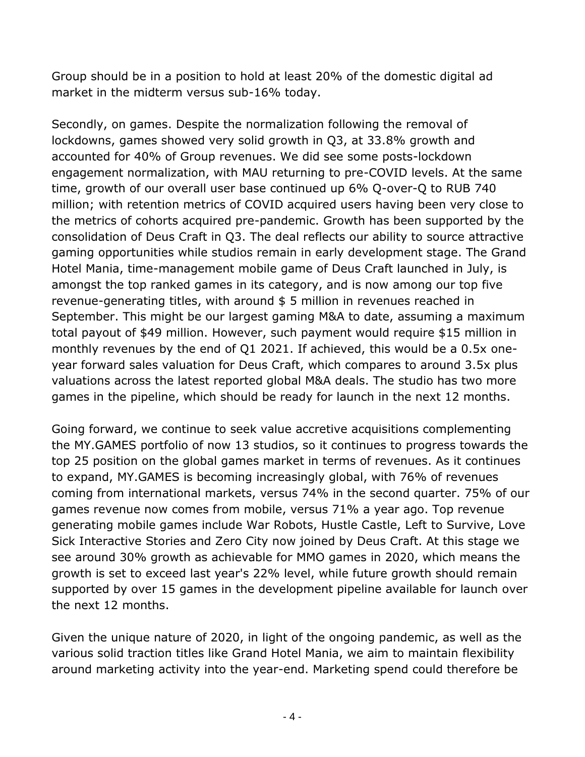Group should be in a position to hold at least 20% of the domestic digital ad market in the midterm versus sub-16% today.

Secondly, on games. Despite the normalization following the removal of lockdowns, games showed very solid growth in Q3, at 33.8% growth and accounted for 40% of Group revenues. We did see some posts-lockdown engagement normalization, with MAU returning to pre-COVID levels. At the same time, growth of our overall user base continued up 6% Q-over-Q to RUB 740 million; with retention metrics of COVID acquired users having been very close to the metrics of cohorts acquired pre-pandemic. Growth has been supported by the consolidation of Deus Craft in Q3. The deal reflects our ability to source attractive gaming opportunities while studios remain in early development stage. The Grand Hotel Mania, time-management mobile game of Deus Craft launched in July, is amongst the top ranked games in its category, and is now among our top five revenue-generating titles, with around $ 5 million in revenues reached in September. This might be our largest gaming M&A to date, assuming a maximum total payout of $49 million. However, such payment would require $15 million in monthly revenues by the end of Q1 2021. If achieved, this would be a 0.5x one-year forward sales valuation for Deus Craft, which compares to around 3.5x plus valuations across the latest reported global M&A deals. The studio has two more games in the pipeline, which should be ready for launch in the next 12 months.

Going forward, we continue to seek value accretive acquisitions complementing the MY.GAMES portfolio of now 13 studios, so it continues to progress towards the top 25 position on the global games market in terms of revenues. As it continues to expand, MY.GAMES is becoming increasingly global, with 76% of revenues coming from international markets, versus 74% in the second quarter. 75% of our games revenue now comes from mobile, versus 71% a year ago. Top revenue generating mobile games include War Robots, Hustle Castle, Left to Survive, Love Sick Interactive Stories and Zero City now joined by Deus Craft. At this stage we see around 30% growth as achievable for MMO games in 2020, which means the growth is set to exceed last year's 22% level, while future growth should remain supported by over 15 games in the development pipeline available for launch over the next 12 months.

Given the unique nature of 2020, in light of the ongoing pandemic, as well as the various solid traction titles like Grand Hotel Mania, we aim to maintain flexibility around marketing activity into the year-end. Marketing spend could therefore be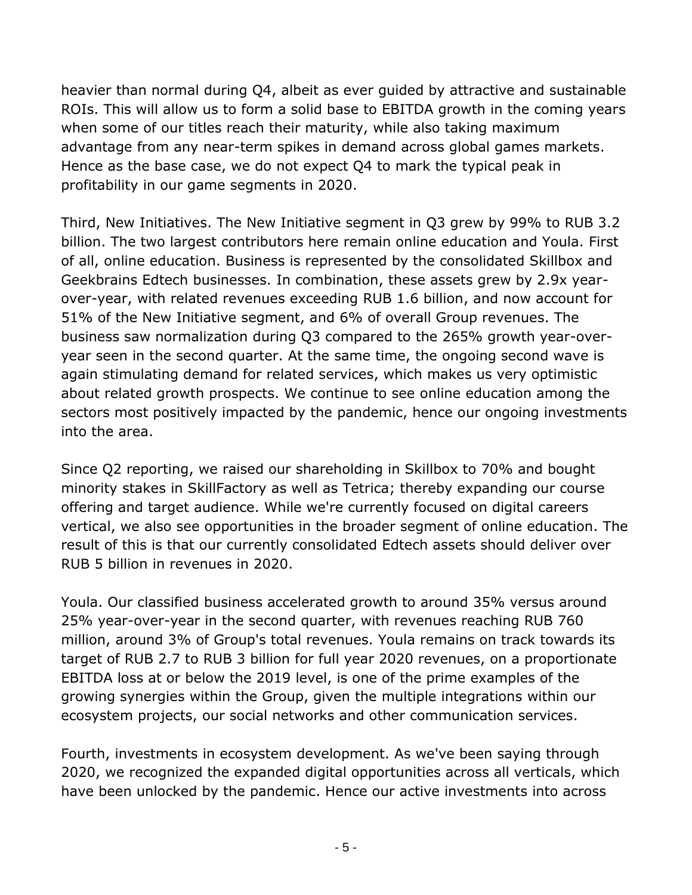heavier than normal during Q4, albeit as ever guided by attractive and sustainable ROIs. This will allow us to form a solid base to EBITDA growth in the coming years when some of our titles reach their maturity, while also taking maximum advantage from any near-term spikes in demand across global games markets. Hence as the base case, we do not expect Q4 to mark the typical peak in profitability in our game segments in 2020.

Third, New Initiatives. The New Initiative segment in Q3 grew by 99% to RUB 3.2 billion. The two largest contributors here remain online education and Youla. First of all, online education. Business is represented by the consolidated Skillbox and Geekbrains Edtech businesses. In combination, these assets grew by 2.9x year-over-year, with related revenues exceeding RUB 1.6 billion, and now account for 51% of the New Initiative segment, and 6% of overall Group revenues. The business saw normalization during Q3 compared to the 265% growth year-over-year seen in the second quarter. At the same time, the ongoing second wave is again stimulating demand for related services, which makes us very optimistic about related growth prospects. We continue to see online education among the sectors most positively impacted by the pandemic, hence our ongoing investments into the area.

Since Q2 reporting, we raised our shareholding in Skillbox to 70% and bought minority stakes in SkillFactory as well as Tetrica; thereby expanding our course offering and target audience. While we're currently focused on digital careers vertical, we also see opportunities in the broader segment of online education. The result of this is that our currently consolidated Edtech assets should deliver over RUB 5 billion in revenues in 2020.

Youla. Our classified business accelerated growth to around 35% versus around 25% year-over-year in the second quarter, with revenues reaching RUB 760 million, around 3% of Group's total revenues. Youla remains on track towards its target of RUB 2.7 to RUB 3 billion for full year 2020 revenues, on a proportionate EBITDA loss at or below the 2019 level, is one of the prime examples of the growing synergies within the Group, given the multiple integrations within our ecosystem projects, our social networks and other communication services.

Fourth, investments in ecosystem development. As we've been saying through 2020, we recognized the expanded digital opportunities across all verticals, which have been unlocked by the pandemic. Hence our active investments into across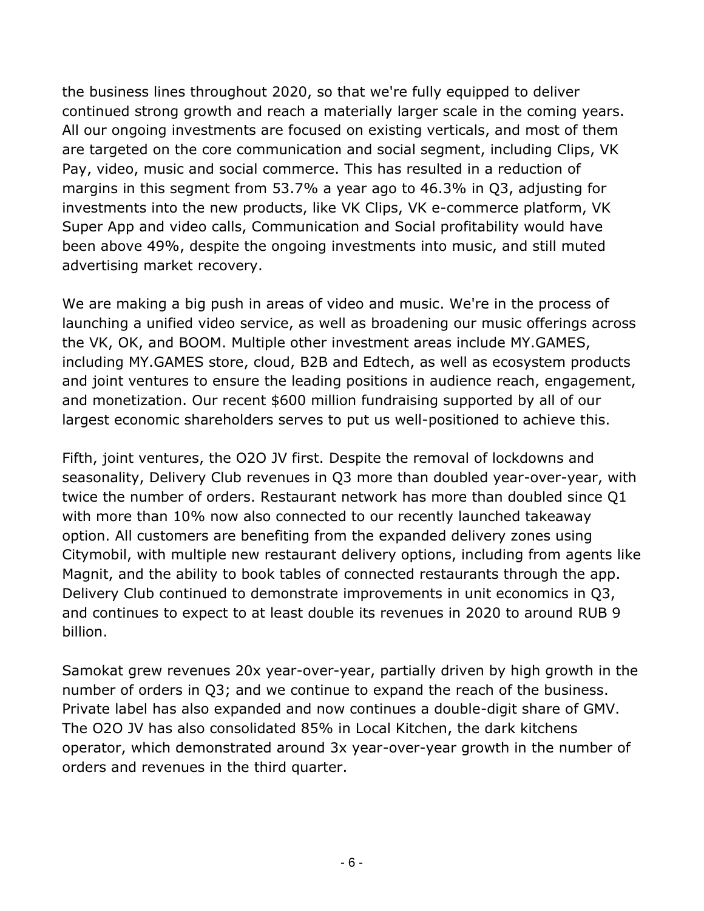the business lines throughout 2020, so that we're fully equipped to deliver continued strong growth and reach a materially larger scale in the coming years. All our ongoing investments are focused on existing verticals, and most of them are targeted on the core communication and social segment, including Clips, VK Pay, video, music and social commerce. This has resulted in a reduction of margins in this segment from 53.7% a year ago to 46.3% in Q3, adjusting for investments into the new products, like VK Clips, VK e-commerce platform, VK Super App and video calls, Communication and Social profitability would have been above 49%, despite the ongoing investments into music, and still muted advertising market recovery.

We are making a big push in areas of video and music. We're in the process of launching a unified video service, as well as broadening our music offerings across the VK, OK, and BOOM. Multiple other investment areas include MY.GAMES, including MY.GAMES store, cloud, B2B and Edtech, as well as ecosystem products and joint ventures to ensure the leading positions in audience reach, engagement, and monetization. Our recent $600 million fundraising supported by all of our largest economic shareholders serves to put us well-positioned to achieve this.

Fifth, joint ventures, the O2O JV first. Despite the removal of lockdowns and seasonality, Delivery Club revenues in Q3 more than doubled year-over-year, with twice the number of orders. Restaurant network has more than doubled since Q1 with more than 10% now also connected to our recently launched takeaway option. All customers are benefiting from the expanded delivery zones using Citymobil, with multiple new restaurant delivery options, including from agents like Magnit, and the ability to book tables of connected restaurants through the app. Delivery Club continued to demonstrate improvements in unit economics in Q3, and continues to expect to at least double its revenues in 2020 to around RUB 9 billion.

Samokat grew revenues 20x year-over-year, partially driven by high growth in the number of orders in Q3; and we continue to expand the reach of the business. Private label has also expanded and now continues a double-digit share of GMV. The O2O JV has also consolidated 85% in Local Kitchen, the dark kitchens operator, which demonstrated around 3x year-over-year growth in the number of orders and revenues in the third quarter.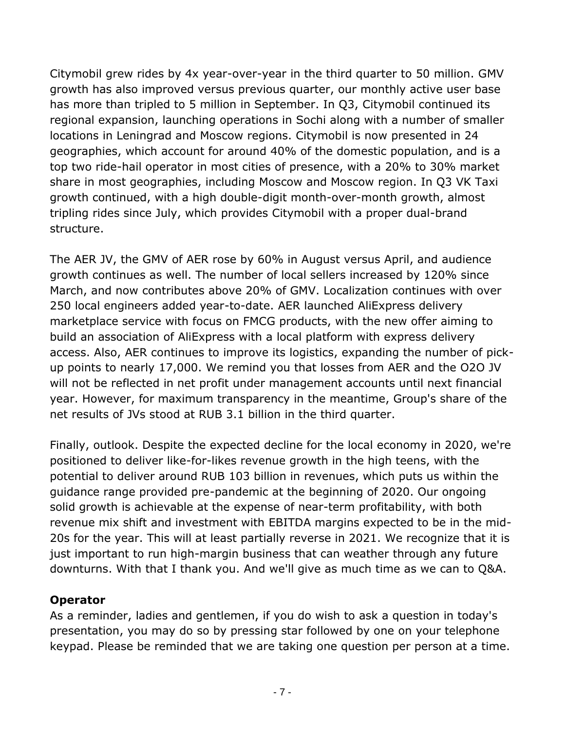Citymobil grew rides by 4x year-over-year in the third quarter to 50 million. GMV growth has also improved versus previous quarter, our monthly active user base has more than tripled to 5 million in September. In Q3, Citymobil continued its regional expansion, launching operations in Sochi along with a number of smaller locations in Leningrad and Moscow regions. Citymobil is now presented in 24 geographies, which account for around 40% of the domestic population, and is a top two ride-hail operator in most cities of presence, with a 20% to 30% market share in most geographies, including Moscow and Moscow region. In Q3 VK Taxi growth continued, with a high double-digit month-over-month growth, almost tripling rides since July, which provides Citymobil with a proper dual-brand structure.

The AER JV, the GMV of AER rose by 60% in August versus April, and audience growth continues as well. The number of local sellers increased by 120% since March, and now contributes above 20% of GMV. Localization continues with over 250 local engineers added year-to-date. AER launched AliExpress delivery marketplace service with focus on FMCG products, with the new offer aiming to build an association of AliExpress with a local platform with express delivery access. Also, AER continues to improve its logistics, expanding the number of pick-up points to nearly 17,000. We remind you that losses from AER and the O2O JV will not be reflected in net profit under management accounts until next financial year. However, for maximum transparency in the meantime, Group's share of the net results of JVs stood at RUB 3.1 billion in the third quarter.

Finally, outlook. Despite the expected decline for the local economy in 2020, we're positioned to deliver like-for-likes revenue growth in the high teens, with the potential to deliver around RUB 103 billion in revenues, which puts us within the guidance range provided pre-pandemic at the beginning of 2020. Our ongoing solid growth is achievable at the expense of near-term profitability, with both revenue mix shift and investment with EBITDA margins expected to be in the mid-20s for the year. This will at least partially reverse in 2021. We recognize that it is just important to run high-margin business that can weather through any future downturns. With that I thank you. And we'll give as much time as we can to Q&A.

**Operator**

As a reminder, ladies and gentlemen, if you do wish to ask a question in today's presentation, you may do so by pressing star followed by one on your telephone keypad. Please be reminded that we are taking one question per person at a time.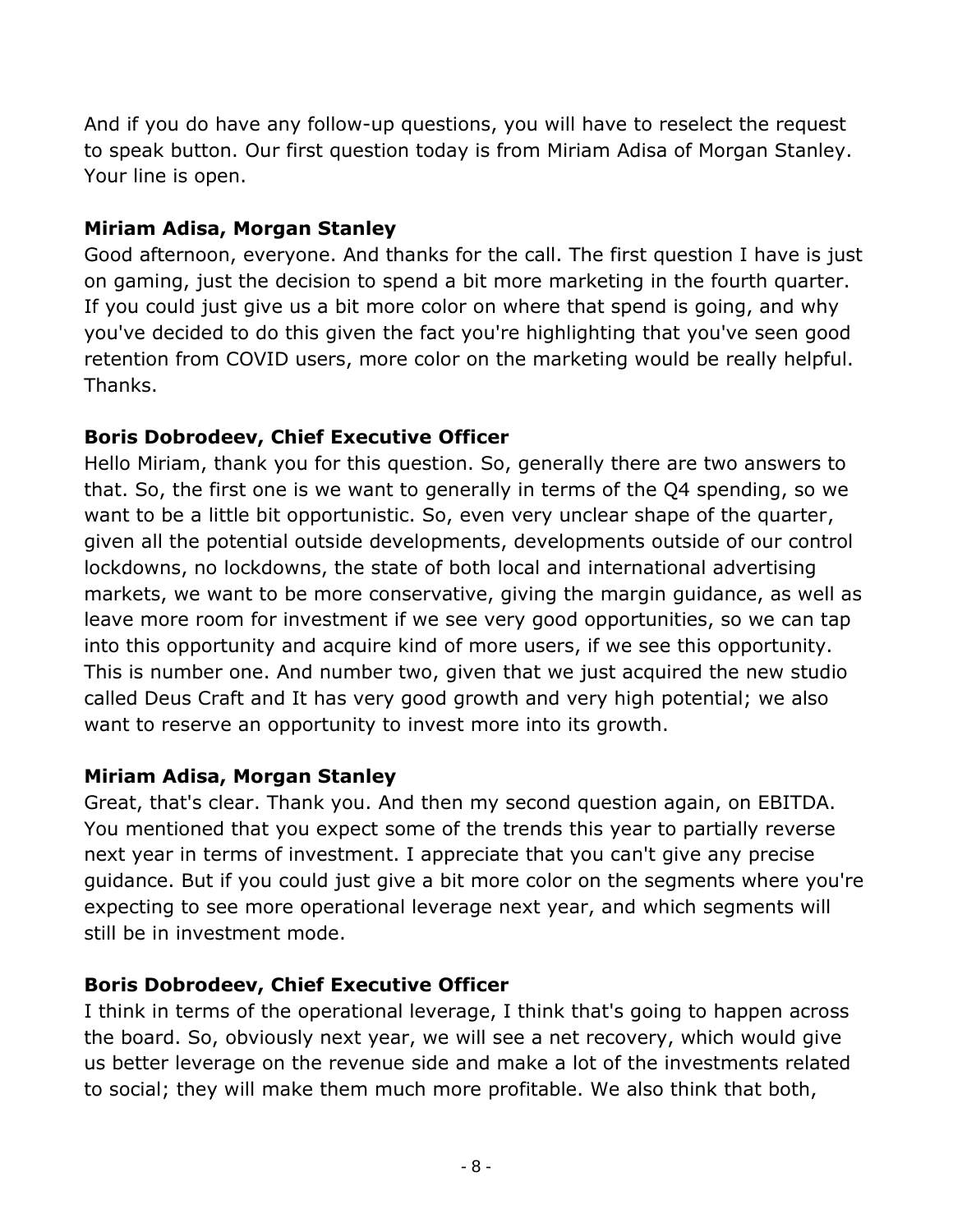And if you do have any follow-up questions, you will have to reselect the request to speak button. Our first question today is from Miriam Adisa of Morgan Stanley. Your line is open.

**Miriam Adisa, Morgan Stanley**

Good afternoon, everyone. And thanks for the call. The first question I have is just on gaming, just the decision to spend a bit more marketing in the fourth quarter. If you could just give us a bit more color on where that spend is going, and why you've decided to do this given the fact you're highlighting that you've seen good retention from COVID users, more color on the marketing would be really helpful. Thanks.

**Boris Dobrodeev, Chief Executive Officer**

Hello Miriam, thank you for this question. So, generally there are two answers to that. So, the first one is we want to generally in terms of the Q4 spending, so we want to be a little bit opportunistic. So, even very unclear shape of the quarter, given all the potential outside developments, developments outside of our control lockdowns, no lockdowns, the state of both local and international advertising markets, we want to be more conservative, giving the margin guidance, as well as leave more room for investment if we see very good opportunities, so we can tap into this opportunity and acquire kind of more users, if we see this opportunity. This is number one. And number two, given that we just acquired the new studio called Deus Craft and It has very good growth and very high potential; we also want to reserve an opportunity to invest more into its growth.

**Miriam Adisa, Morgan Stanley**

Great, that's clear. Thank you. And then my second question again, on EBITDA. You mentioned that you expect some of the trends this year to partially reverse next year in terms of investment. I appreciate that you can't give any precise guidance. But if you could just give a bit more color on the segments where you're expecting to see more operational leverage next year, and which segments will still be in investment mode.

**Boris Dobrodeev, Chief Executive Officer**

I think in terms of the operational leverage, I think that's going to happen across the board. So, obviously next year, we will see a net recovery, which would give us better leverage on the revenue side and make a lot of the investments related to social; they will make them much more profitable. We also think that both,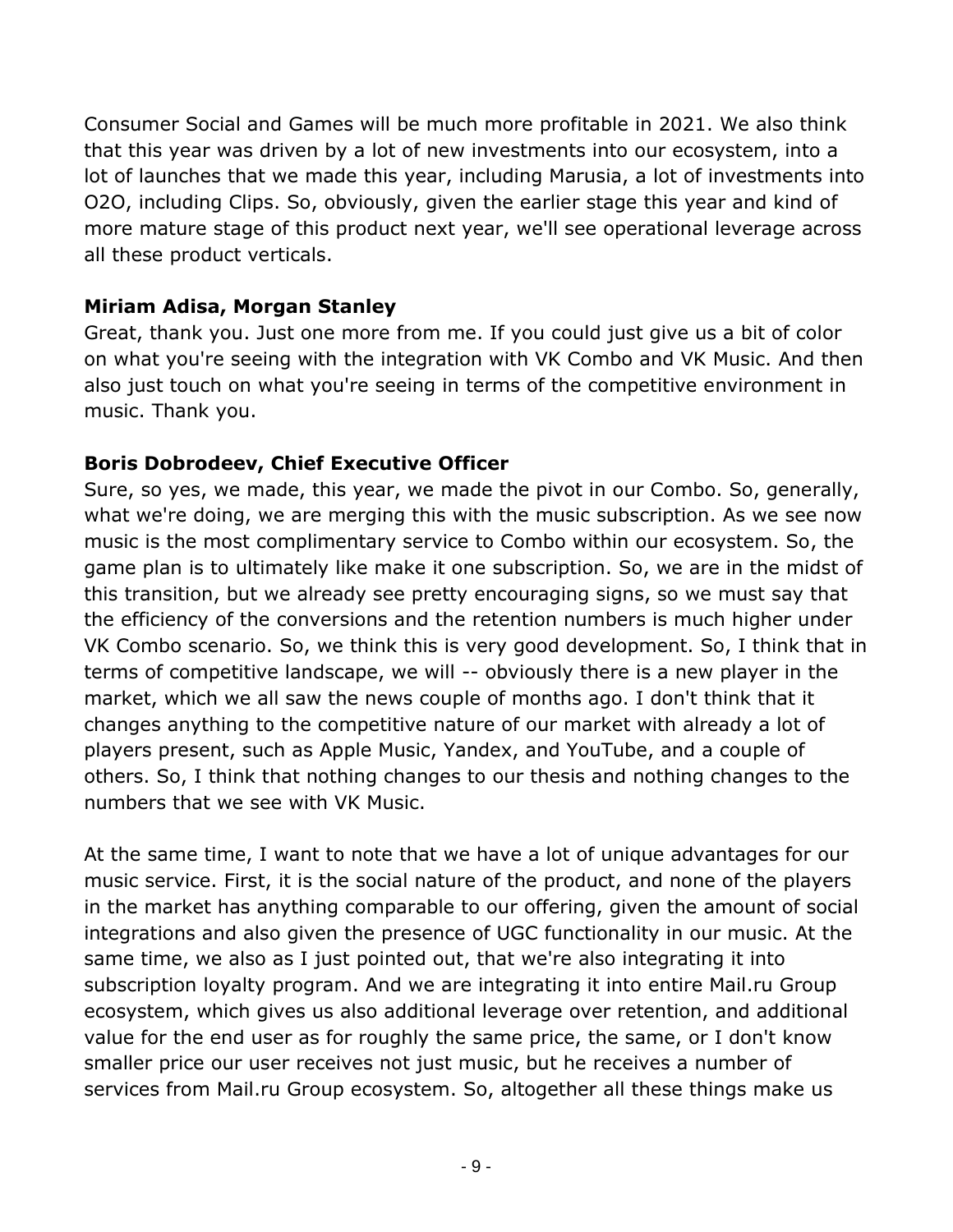Consumer Social and Games will be much more profitable in 2021. We also think that this year was driven by a lot of new investments into our ecosystem, into a lot of launches that we made this year, including Marusia, a lot of investments into O2O, including Clips. So, obviously, given the earlier stage this year and kind of more mature stage of this product next year, we'll see operational leverage across all these product verticals.

**Miriam Adisa, Morgan Stanley**
Great, thank you. Just one more from me. If you could just give us a bit of color on what you're seeing with the integration with VK Combo and VK Music. And then also just touch on what you're seeing in terms of the competitive environment in music. Thank you.

**Boris Dobrodeev, Chief Executive Officer**
Sure, so yes, we made, this year, we made the pivot in our Combo. So, generally, what we're doing, we are merging this with the music subscription. As we see now music is the most complimentary service to Combo within our ecosystem. So, the game plan is to ultimately like make it one subscription. So, we are in the midst of this transition, but we already see pretty encouraging signs, so we must say that the efficiency of the conversions and the retention numbers is much higher under VK Combo scenario. So, we think this is very good development. So, I think that in terms of competitive landscape, we will -- obviously there is a new player in the market, which we all saw the news couple of months ago. I don't think that it changes anything to the competitive nature of our market with already a lot of players present, such as Apple Music, Yandex, and YouTube, and a couple of others. So, I think that nothing changes to our thesis and nothing changes to the numbers that we see with VK Music.

At the same time, I want to note that we have a lot of unique advantages for our music service. First, it is the social nature of the product, and none of the players in the market has anything comparable to our offering, given the amount of social integrations and also given the presence of UGC functionality in our music. At the same time, we also as I just pointed out, that we're also integrating it into subscription loyalty program. And we are integrating it into entire Mail.ru Group ecosystem, which gives us also additional leverage over retention, and additional value for the end user as for roughly the same price, the same, or I don't know smaller price our user receives not just music, but he receives a number of services from Mail.ru Group ecosystem. So, altogether all these things make us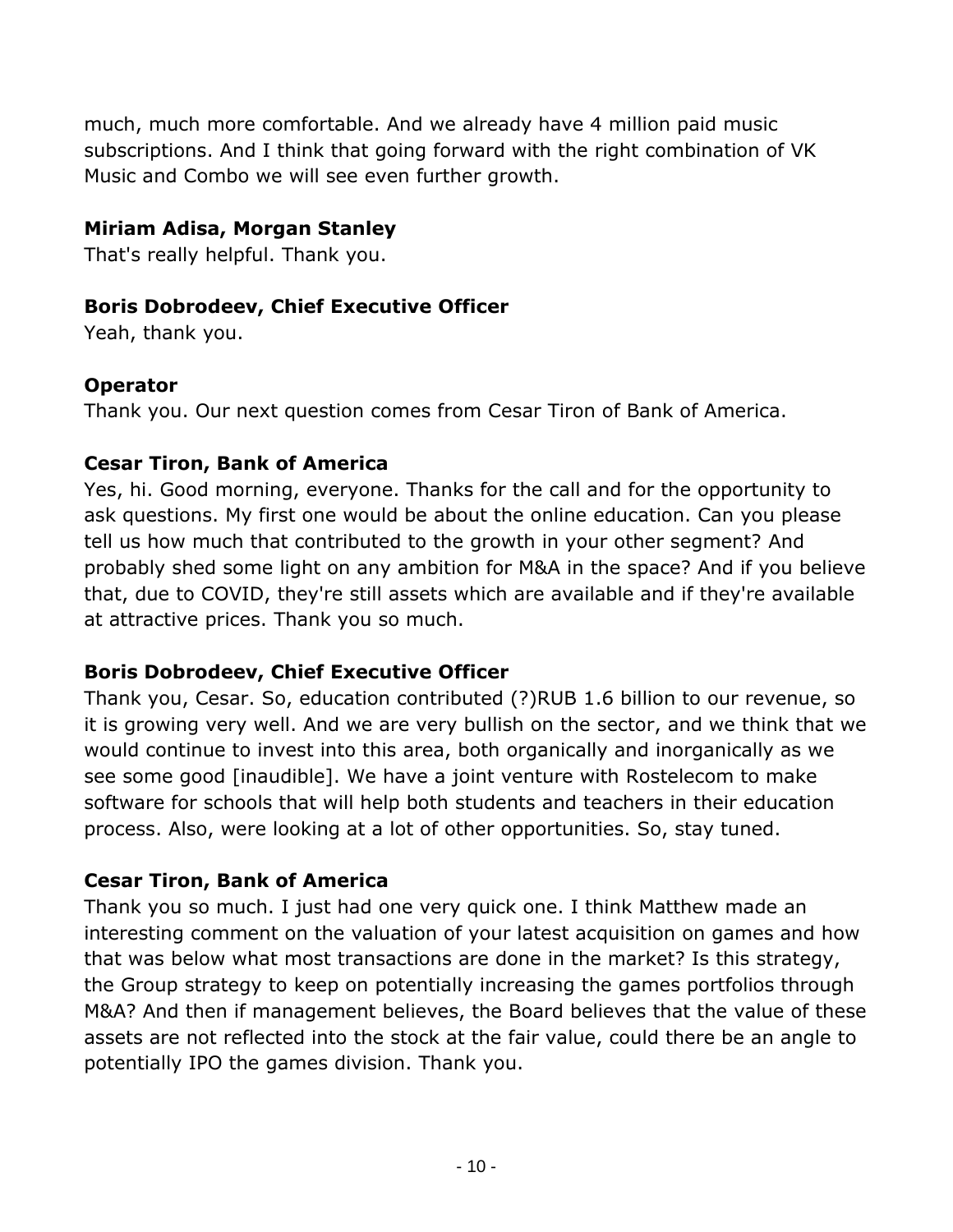much, much more comfortable. And we already have 4 million paid music subscriptions. And I think that going forward with the right combination of VK Music and Combo we will see even further growth.

**Miriam Adisa, Morgan Stanley**
That's really helpful. Thank you.

**Boris Dobrodeev, Chief Executive Officer**
Yeah, thank you.

**Operator**
Thank you. Our next question comes from Cesar Tiron of Bank of America.

**Cesar Tiron, Bank of America**
Yes, hi. Good morning, everyone. Thanks for the call and for the opportunity to ask questions. My first one would be about the online education. Can you please tell us how much that contributed to the growth in your other segment? And probably shed some light on any ambition for M&A in the space? And if you believe that, due to COVID, they're still assets which are available and if they're available at attractive prices. Thank you so much.

**Boris Dobrodeev, Chief Executive Officer**
Thank you, Cesar. So, education contributed (?)RUB 1.6 billion to our revenue, so it is growing very well. And we are very bullish on the sector, and we think that we would continue to invest into this area, both organically and inorganically as we see some good [inaudible]. We have a joint venture with Rostelecom to make software for schools that will help both students and teachers in their education process. Also, were looking at a lot of other opportunities. So, stay tuned.

**Cesar Tiron, Bank of America**
Thank you so much. I just had one very quick one. I think Matthew made an interesting comment on the valuation of your latest acquisition on games and how that was below what most transactions are done in the market? Is this strategy, the Group strategy to keep on potentially increasing the games portfolios through M&A? And then if management believes, the Board believes that the value of these assets are not reflected into the stock at the fair value, could there be an angle to potentially IPO the games division. Thank you.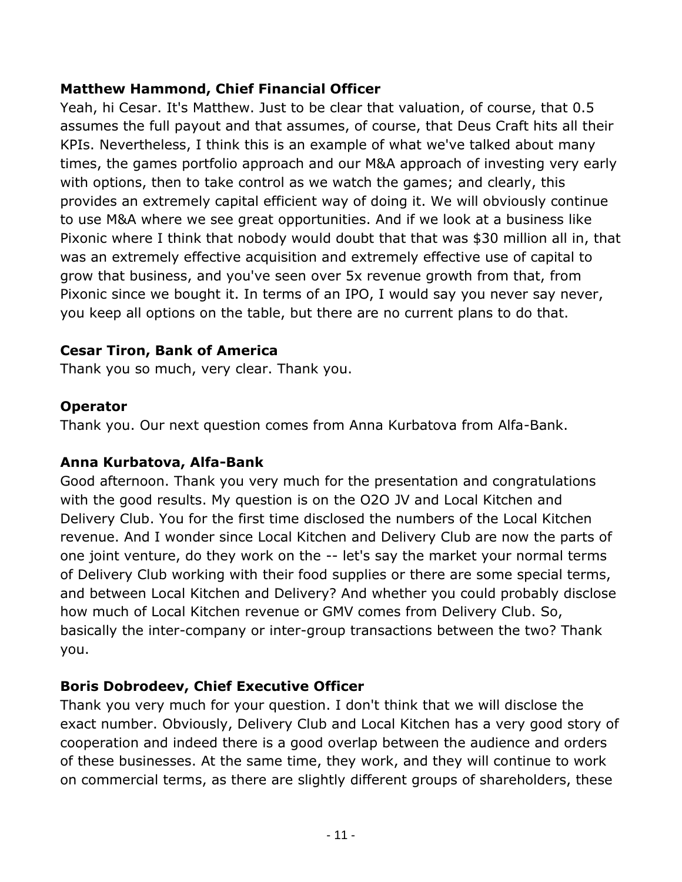**Matthew Hammond, Chief Financial Officer**

Yeah, hi Cesar. It's Matthew. Just to be clear that valuation, of course, that 0.5 assumes the full payout and that assumes, of course, that Deus Craft hits all their KPIs. Nevertheless, I think this is an example of what we've talked about many times, the games portfolio approach and our M&A approach of investing very early with options, then to take control as we watch the games; and clearly, this provides an extremely capital efficient way of doing it. We will obviously continue to use M&A where we see great opportunities. And if we look at a business like Pixonic where I think that nobody would doubt that that was $30 million all in, that was an extremely effective acquisition and extremely effective use of capital to grow that business, and you've seen over 5x revenue growth from that, from Pixonic since we bought it. In terms of an IPO, I would say you never say never, you keep all options on the table, but there are no current plans to do that.

**Cesar Tiron, Bank of America**

Thank you so much, very clear. Thank you.

**Operator**

Thank you. Our next question comes from Anna Kurbatova from Alfa-Bank.

**Anna Kurbatova, Alfa-Bank**

Good afternoon. Thank you very much for the presentation and congratulations with the good results. My question is on the O2O JV and Local Kitchen and Delivery Club. You for the first time disclosed the numbers of the Local Kitchen revenue. And I wonder since Local Kitchen and Delivery Club are now the parts of one joint venture, do they work on the -- let's say the market your normal terms of Delivery Club working with their food supplies or there are some special terms, and between Local Kitchen and Delivery? And whether you could probably disclose how much of Local Kitchen revenue or GMV comes from Delivery Club. So, basically the inter-company or inter-group transactions between the two? Thank you.

**Boris Dobrodeev, Chief Executive Officer**

Thank you very much for your question. I don't think that we will disclose the exact number. Obviously, Delivery Club and Local Kitchen has a very good story of cooperation and indeed there is a good overlap between the audience and orders of these businesses. At the same time, they work, and they will continue to work on commercial terms, as there are slightly different groups of shareholders, these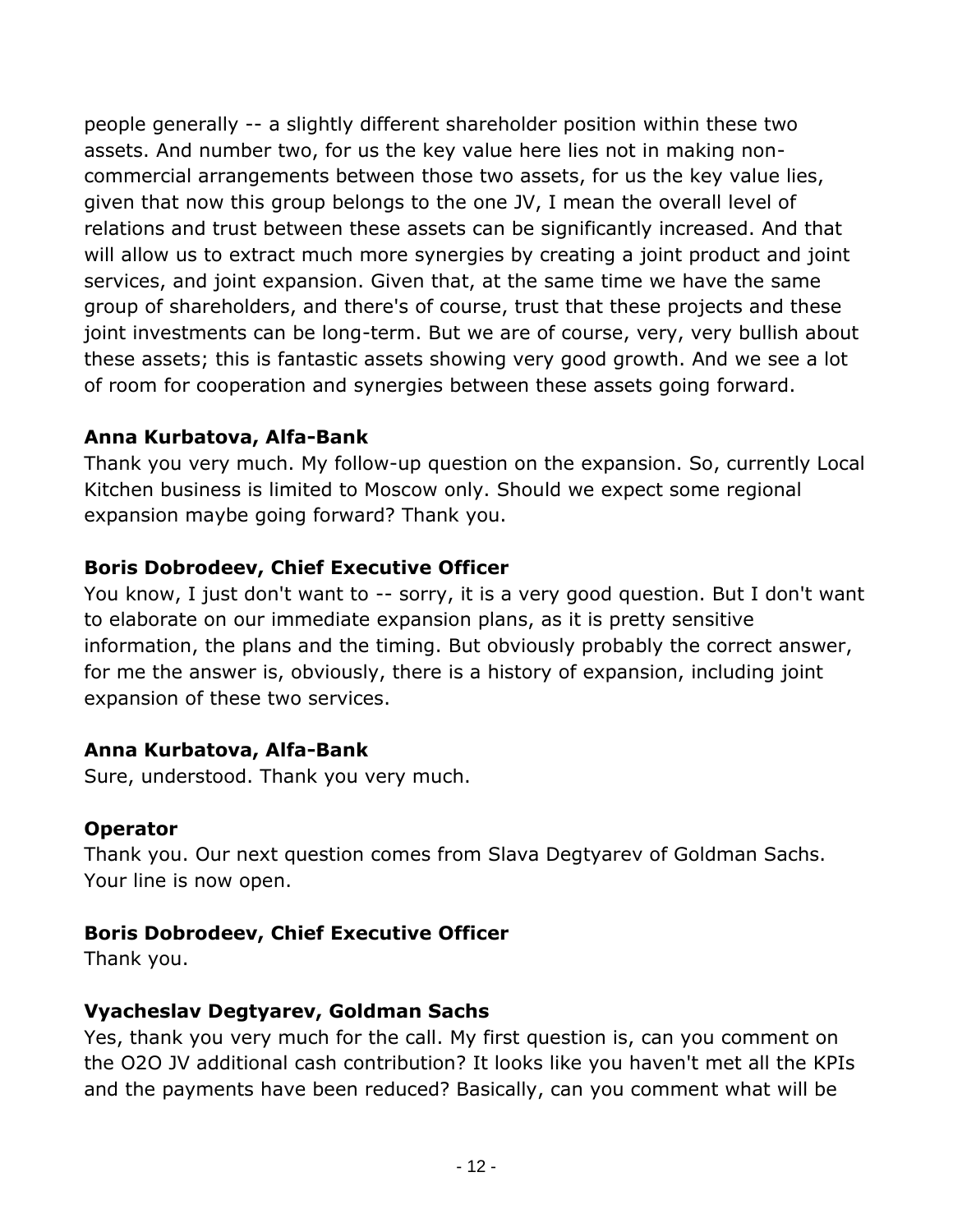people generally -- a slightly different shareholder position within these two assets. And number two, for us the key value here lies not in making non-commercial arrangements between those two assets, for us the key value lies, given that now this group belongs to the one JV, I mean the overall level of relations and trust between these assets can be significantly increased. And that will allow us to extract much more synergies by creating a joint product and joint services, and joint expansion. Given that, at the same time we have the same group of shareholders, and there's of course, trust that these projects and these joint investments can be long-term. But we are of course, very, very bullish about these assets; this is fantastic assets showing very good growth. And we see a lot of room for cooperation and synergies between these assets going forward.

**Anna Kurbatova, Alfa-Bank**
Thank you very much. My follow-up question on the expansion. So, currently Local Kitchen business is limited to Moscow only. Should we expect some regional expansion maybe going forward? Thank you.

**Boris Dobrodeev, Chief Executive Officer**
You know, I just don't want to -- sorry, it is a very good question. But I don't want to elaborate on our immediate expansion plans, as it is pretty sensitive information, the plans and the timing. But obviously probably the correct answer, for me the answer is, obviously, there is a history of expansion, including joint expansion of these two services.

**Anna Kurbatova, Alfa-Bank**
Sure, understood. Thank you very much.

**Operator**
Thank you. Our next question comes from Slava Degtyarev of Goldman Sachs. Your line is now open.

**Boris Dobrodeev, Chief Executive Officer**
Thank you.

**Vyacheslav Degtyarev, Goldman Sachs**
Yes, thank you very much for the call. My first question is, can you comment on the O2O JV additional cash contribution? It looks like you haven't met all the KPIs and the payments have been reduced? Basically, can you comment what will be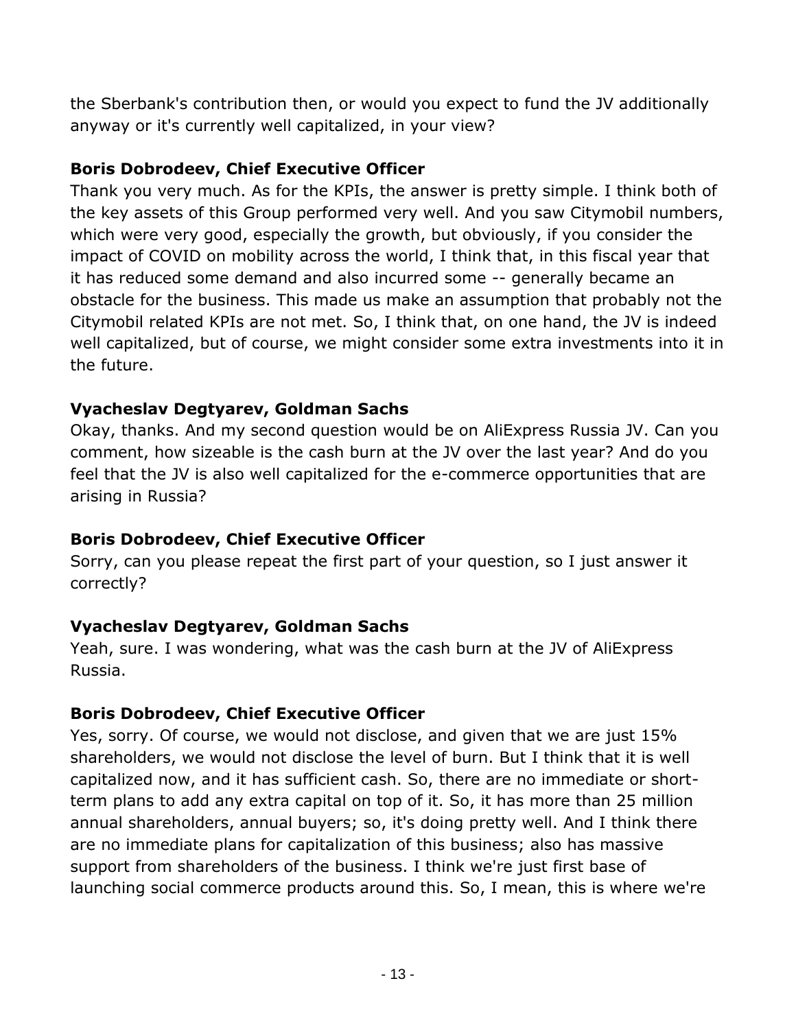the Sberbank's contribution then, or would you expect to fund the JV additionally anyway or it's currently well capitalized, in your view?

**Boris Dobrodeev, Chief Executive Officer**
Thank you very much. As for the KPIs, the answer is pretty simple. I think both of the key assets of this Group performed very well. And you saw Citymobil numbers, which were very good, especially the growth, but obviously, if you consider the impact of COVID on mobility across the world, I think that, in this fiscal year that it has reduced some demand and also incurred some -- generally became an obstacle for the business. This made us make an assumption that probably not the Citymobil related KPIs are not met. So, I think that, on one hand, the JV is indeed well capitalized, but of course, we might consider some extra investments into it in the future.

**Vyacheslav Degtyarev, Goldman Sachs**
Okay, thanks. And my second question would be on AliExpress Russia JV. Can you comment, how sizeable is the cash burn at the JV over the last year? And do you feel that the JV is also well capitalized for the e-commerce opportunities that are arising in Russia?

**Boris Dobrodeev, Chief Executive Officer**
Sorry, can you please repeat the first part of your question, so I just answer it correctly?

**Vyacheslav Degtyarev, Goldman Sachs**
Yeah, sure. I was wondering, what was the cash burn at the JV of AliExpress Russia.

**Boris Dobrodeev, Chief Executive Officer**
Yes, sorry. Of course, we would not disclose, and given that we are just 15% shareholders, we would not disclose the level of burn. But I think that it is well capitalized now, and it has sufficient cash. So, there are no immediate or short-term plans to add any extra capital on top of it. So, it has more than 25 million annual shareholders, annual buyers; so, it's doing pretty well. And I think there are no immediate plans for capitalization of this business; also has massive support from shareholders of the business. I think we're just first base of launching social commerce products around this. So, I mean, this is where we're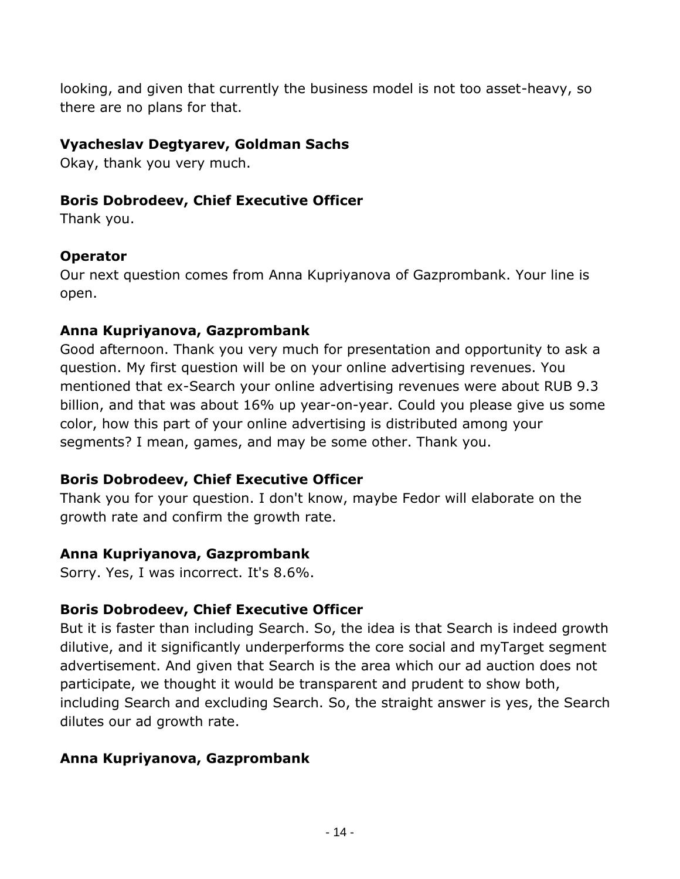looking, and given that currently the business model is not too asset-heavy, so there are no plans for that.

**Vyacheslav Degtyarev, Goldman Sachs**
Okay, thank you very much.

**Boris Dobrodeev, Chief Executive Officer**
Thank you.

**Operator**
Our next question comes from Anna Kupriyanova of Gazprombank. Your line is open.

**Anna Kupriyanova, Gazprombank**
Good afternoon. Thank you very much for presentation and opportunity to ask a question. My first question will be on your online advertising revenues. You mentioned that ex-Search your online advertising revenues were about RUB 9.3 billion, and that was about 16% up year-on-year. Could you please give us some color, how this part of your online advertising is distributed among your segments? I mean, games, and may be some other. Thank you.

**Boris Dobrodeev, Chief Executive Officer**
Thank you for your question. I don't know, maybe Fedor will elaborate on the growth rate and confirm the growth rate.

**Anna Kupriyanova, Gazprombank**
Sorry. Yes, I was incorrect. It's 8.6%.

**Boris Dobrodeev, Chief Executive Officer**
But it is faster than including Search. So, the idea is that Search is indeed growth dilutive, and it significantly underperforms the core social and myTarget segment advertisement. And given that Search is the area which our ad auction does not participate, we thought it would be transparent and prudent to show both, including Search and excluding Search. So, the straight answer is yes, the Search dilutes our ad growth rate.

**Anna Kupriyanova, Gazprombank**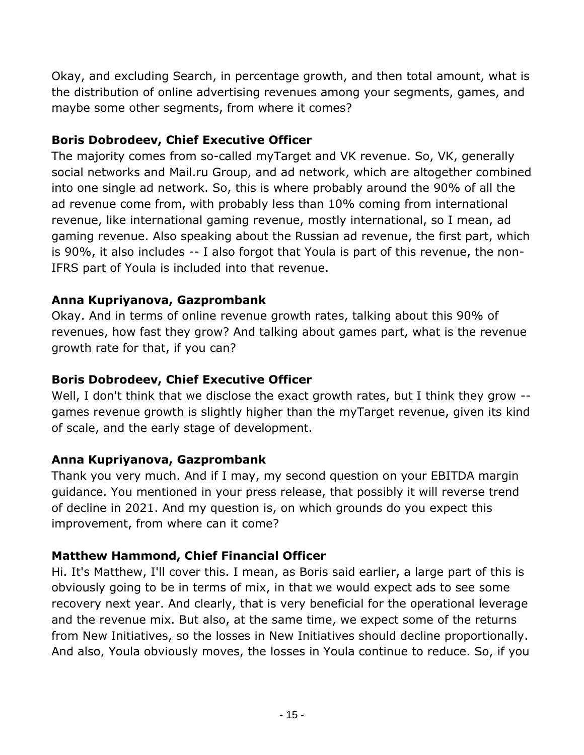Okay, and excluding Search, in percentage growth, and then total amount, what is the distribution of online advertising revenues among your segments, games, and maybe some other segments, from where it comes?

**Boris Dobrodeev, Chief Executive Officer**
The majority comes from so-called myTarget and VK revenue. So, VK, generally social networks and Mail.ru Group, and ad network, which are altogether combined into one single ad network. So, this is where probably around the 90% of all the ad revenue come from, with probably less than 10% coming from international revenue, like international gaming revenue, mostly international, so I mean, ad gaming revenue. Also speaking about the Russian ad revenue, the first part, which is 90%, it also includes -- I also forgot that Youla is part of this revenue, the non-IFRS part of Youla is included into that revenue.

**Anna Kupriyanova, Gazprombank**
Okay. And in terms of online revenue growth rates, talking about this 90% of revenues, how fast they grow? And talking about games part, what is the revenue growth rate for that, if you can?

**Boris Dobrodeev, Chief Executive Officer**
Well, I don't think that we disclose the exact growth rates, but I think they grow -- games revenue growth is slightly higher than the myTarget revenue, given its kind of scale, and the early stage of development.

**Anna Kupriyanova, Gazprombank**
Thank you very much. And if I may, my second question on your EBITDA margin guidance. You mentioned in your press release, that possibly it will reverse trend of decline in 2021. And my question is, on which grounds do you expect this improvement, from where can it come?

**Matthew Hammond, Chief Financial Officer**
Hi. It's Matthew, I'll cover this. I mean, as Boris said earlier, a large part of this is obviously going to be in terms of mix, in that we would expect ads to see some recovery next year. And clearly, that is very beneficial for the operational leverage and the revenue mix. But also, at the same time, we expect some of the returns from New Initiatives, so the losses in New Initiatives should decline proportionally. And also, Youla obviously moves, the losses in Youla continue to reduce. So, if you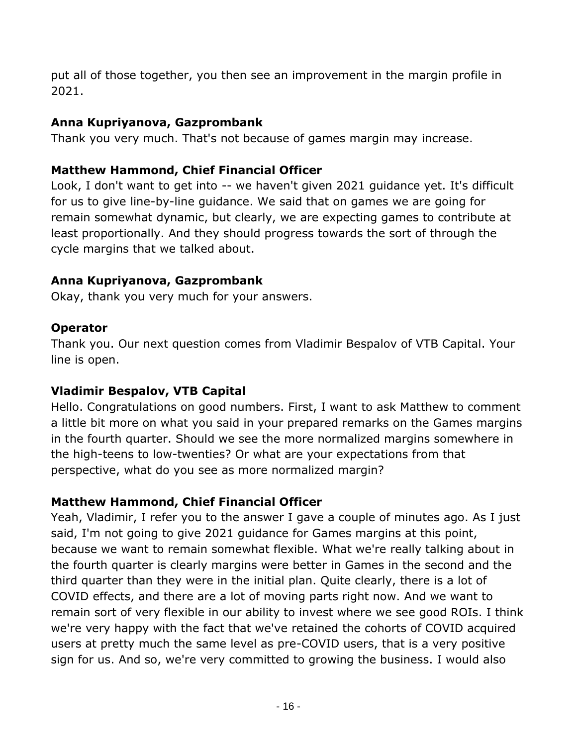put all of those together, you then see an improvement in the margin profile in 2021.

**Anna Kupriyanova, Gazprombank**
Thank you very much. That's not because of games margin may increase.

**Matthew Hammond, Chief Financial Officer**
Look, I don't want to get into -- we haven't given 2021 guidance yet. It's difficult for us to give line-by-line guidance. We said that on games we are going for remain somewhat dynamic, but clearly, we are expecting games to contribute at least proportionally. And they should progress towards the sort of through the cycle margins that we talked about.

**Anna Kupriyanova, Gazprombank**
Okay, thank you very much for your answers.

**Operator**
Thank you. Our next question comes from Vladimir Bespalov of VTB Capital. Your line is open.

**Vladimir Bespalov, VTB Capital**
Hello. Congratulations on good numbers. First, I want to ask Matthew to comment a little bit more on what you said in your prepared remarks on the Games margins in the fourth quarter. Should we see the more normalized margins somewhere in the high-teens to low-twenties? Or what are your expectations from that perspective, what do you see as more normalized margin?

**Matthew Hammond, Chief Financial Officer**
Yeah, Vladimir, I refer you to the answer I gave a couple of minutes ago. As I just said, I'm not going to give 2021 guidance for Games margins at this point, because we want to remain somewhat flexible. What we're really talking about in the fourth quarter is clearly margins were better in Games in the second and the third quarter than they were in the initial plan. Quite clearly, there is a lot of COVID effects, and there are a lot of moving parts right now. And we want to remain sort of very flexible in our ability to invest where we see good ROIs. I think we're very happy with the fact that we've retained the cohorts of COVID acquired users at pretty much the same level as pre-COVID users, that is a very positive sign for us. And so, we're very committed to growing the business. I would also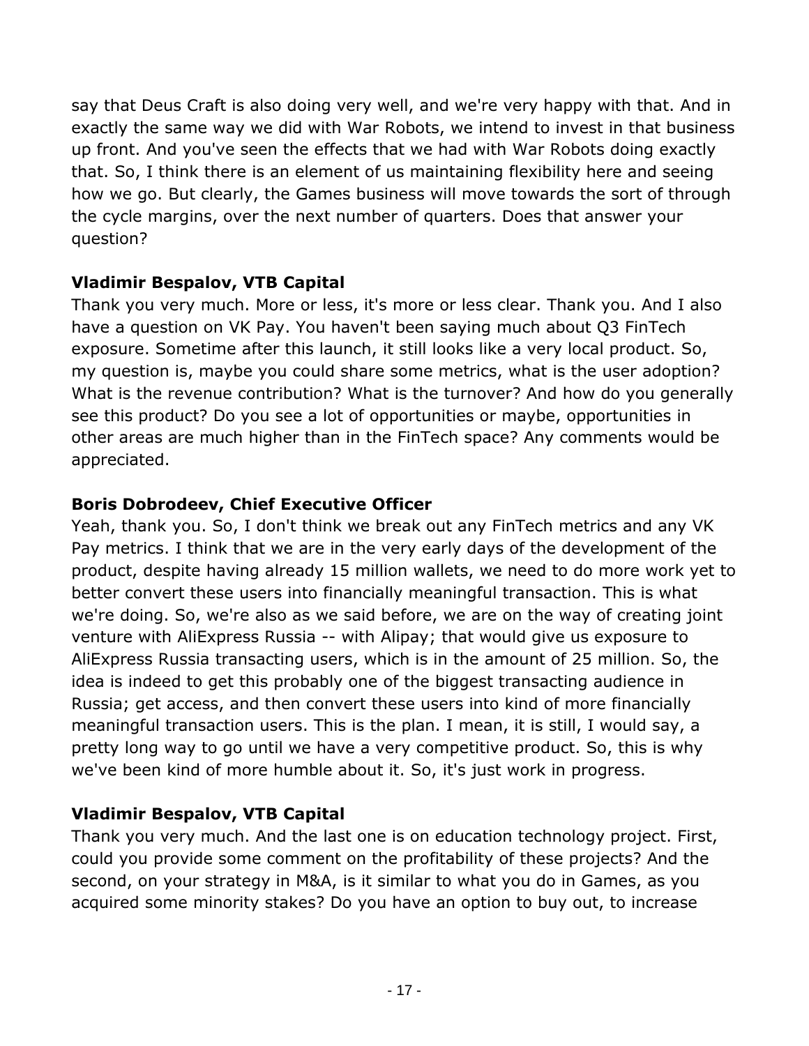say that Deus Craft is also doing very well, and we're very happy with that. And in exactly the same way we did with War Robots, we intend to invest in that business up front. And you've seen the effects that we had with War Robots doing exactly that. So, I think there is an element of us maintaining flexibility here and seeing how we go. But clearly, the Games business will move towards the sort of through the cycle margins, over the next number of quarters. Does that answer your question?

**Vladimir Bespalov, VTB Capital**

Thank you very much. More or less, it's more or less clear. Thank you. And I also have a question on VK Pay. You haven't been saying much about Q3 FinTech exposure. Sometime after this launch, it still looks like a very local product. So, my question is, maybe you could share some metrics, what is the user adoption? What is the revenue contribution? What is the turnover? And how do you generally see this product? Do you see a lot of opportunities or maybe, opportunities in other areas are much higher than in the FinTech space? Any comments would be appreciated.

**Boris Dobrodeev, Chief Executive Officer**

Yeah, thank you. So, I don't think we break out any FinTech metrics and any VK Pay metrics. I think that we are in the very early days of the development of the product, despite having already 15 million wallets, we need to do more work yet to better convert these users into financially meaningful transaction. This is what we're doing. So, we're also as we said before, we are on the way of creating joint venture with AliExpress Russia -- with Alipay; that would give us exposure to AliExpress Russia transacting users, which is in the amount of 25 million. So, the idea is indeed to get this probably one of the biggest transacting audience in Russia; get access, and then convert these users into kind of more financially meaningful transaction users. This is the plan. I mean, it is still, I would say, a pretty long way to go until we have a very competitive product. So, this is why we've been kind of more humble about it. So, it's just work in progress.

**Vladimir Bespalov, VTB Capital**

Thank you very much. And the last one is on education technology project. First, could you provide some comment on the profitability of these projects? And the second, on your strategy in M&A, is it similar to what you do in Games, as you acquired some minority stakes? Do you have an option to buy out, to increase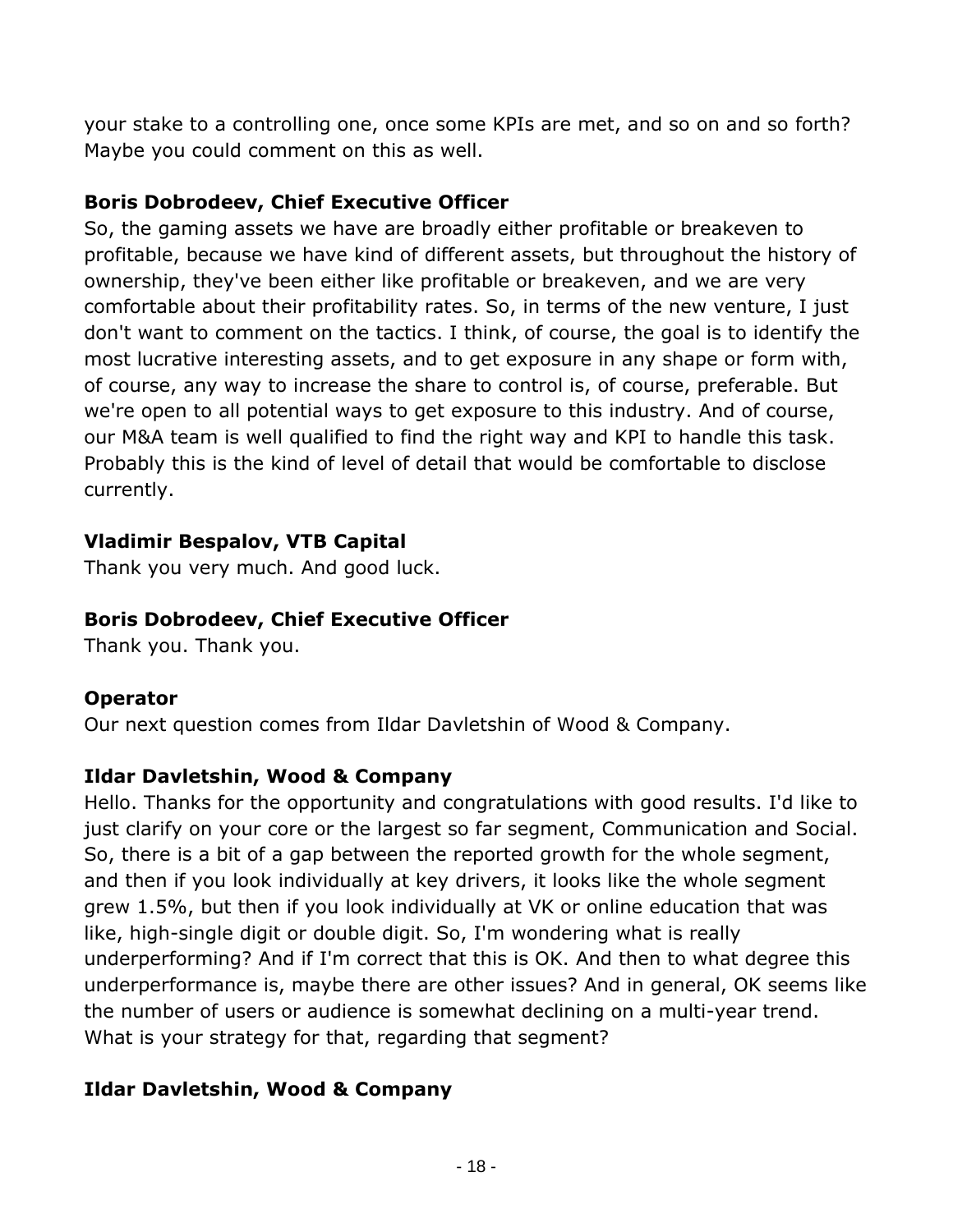your stake to a controlling one, once some KPIs are met, and so on and so forth? Maybe you could comment on this as well.

**Boris Dobrodeev, Chief Executive Officer**
So, the gaming assets we have are broadly either profitable or breakeven to profitable, because we have kind of different assets, but throughout the history of ownership, they've been either like profitable or breakeven, and we are very comfortable about their profitability rates. So, in terms of the new venture, I just don't want to comment on the tactics. I think, of course, the goal is to identify the most lucrative interesting assets, and to get exposure in any shape or form with, of course, any way to increase the share to control is, of course, preferable. But we're open to all potential ways to get exposure to this industry. And of course, our M&A team is well qualified to find the right way and KPI to handle this task. Probably this is the kind of level of detail that would be comfortable to disclose currently.

**Vladimir Bespalov, VTB Capital**
Thank you very much. And good luck.

**Boris Dobrodeev, Chief Executive Officer**
Thank you. Thank you.

**Operator**
Our next question comes from Ildar Davletshin of Wood & Company.

**Ildar Davletshin, Wood & Company**
Hello. Thanks for the opportunity and congratulations with good results. I'd like to just clarify on your core or the largest so far segment, Communication and Social. So, there is a bit of a gap between the reported growth for the whole segment, and then if you look individually at key drivers, it looks like the whole segment grew 1.5%, but then if you look individually at VK or online education that was like, high-single digit or double digit. So, I'm wondering what is really underperforming? And if I'm correct that this is OK. And then to what degree this underperformance is, maybe there are other issues? And in general, OK seems like the number of users or audience is somewhat declining on a multi-year trend. What is your strategy for that, regarding that segment?

**Ildar Davletshin, Wood & Company**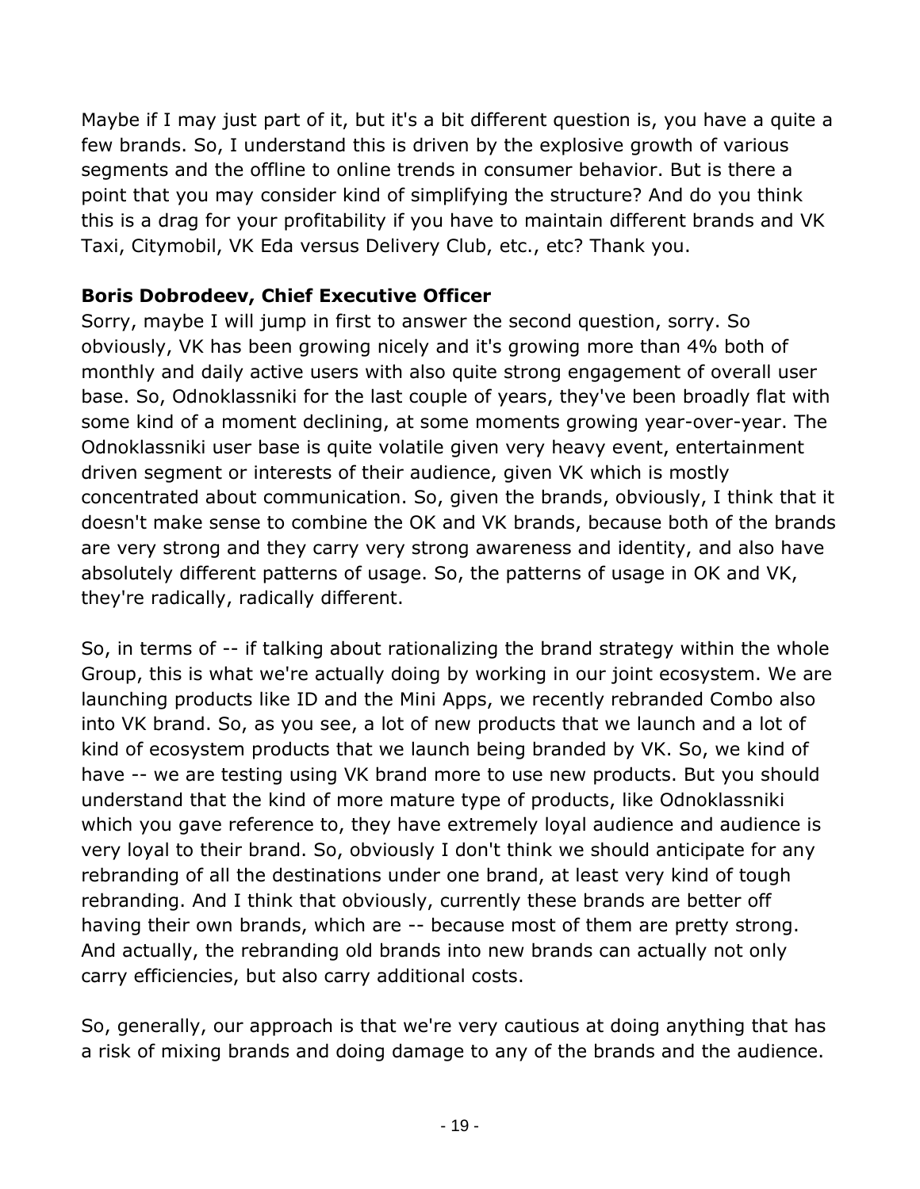Maybe if I may just part of it, but it's a bit different question is, you have a quite a few brands. So, I understand this is driven by the explosive growth of various segments and the offline to online trends in consumer behavior. But is there a point that you may consider kind of simplifying the structure? And do you think this is a drag for your profitability if you have to maintain different brands and VK Taxi, Citymobil, VK Eda versus Delivery Club, etc., etc? Thank you.

**Boris Dobrodeev, Chief Executive Officer**

Sorry, maybe I will jump in first to answer the second question, sorry. So obviously, VK has been growing nicely and it's growing more than 4% both of monthly and daily active users with also quite strong engagement of overall user base. So, Odnoklassniki for the last couple of years, they've been broadly flat with some kind of a moment declining, at some moments growing year-over-year. The Odnoklassniki user base is quite volatile given very heavy event, entertainment driven segment or interests of their audience, given VK which is mostly concentrated about communication. So, given the brands, obviously, I think that it doesn't make sense to combine the OK and VK brands, because both of the brands are very strong and they carry very strong awareness and identity, and also have absolutely different patterns of usage. So, the patterns of usage in OK and VK, they're radically, radically different.

So, in terms of -- if talking about rationalizing the brand strategy within the whole Group, this is what we're actually doing by working in our joint ecosystem. We are launching products like ID and the Mini Apps, we recently rebranded Combo also into VK brand. So, as you see, a lot of new products that we launch and a lot of kind of ecosystem products that we launch being branded by VK. So, we kind of have -- we are testing using VK brand more to use new products. But you should understand that the kind of more mature type of products, like Odnoklassniki which you gave reference to, they have extremely loyal audience and audience is very loyal to their brand. So, obviously I don't think we should anticipate for any rebranding of all the destinations under one brand, at least very kind of tough rebranding. And I think that obviously, currently these brands are better off having their own brands, which are -- because most of them are pretty strong. And actually, the rebranding old brands into new brands can actually not only carry efficiencies, but also carry additional costs.

So, generally, our approach is that we're very cautious at doing anything that has a risk of mixing brands and doing damage to any of the brands and the audience.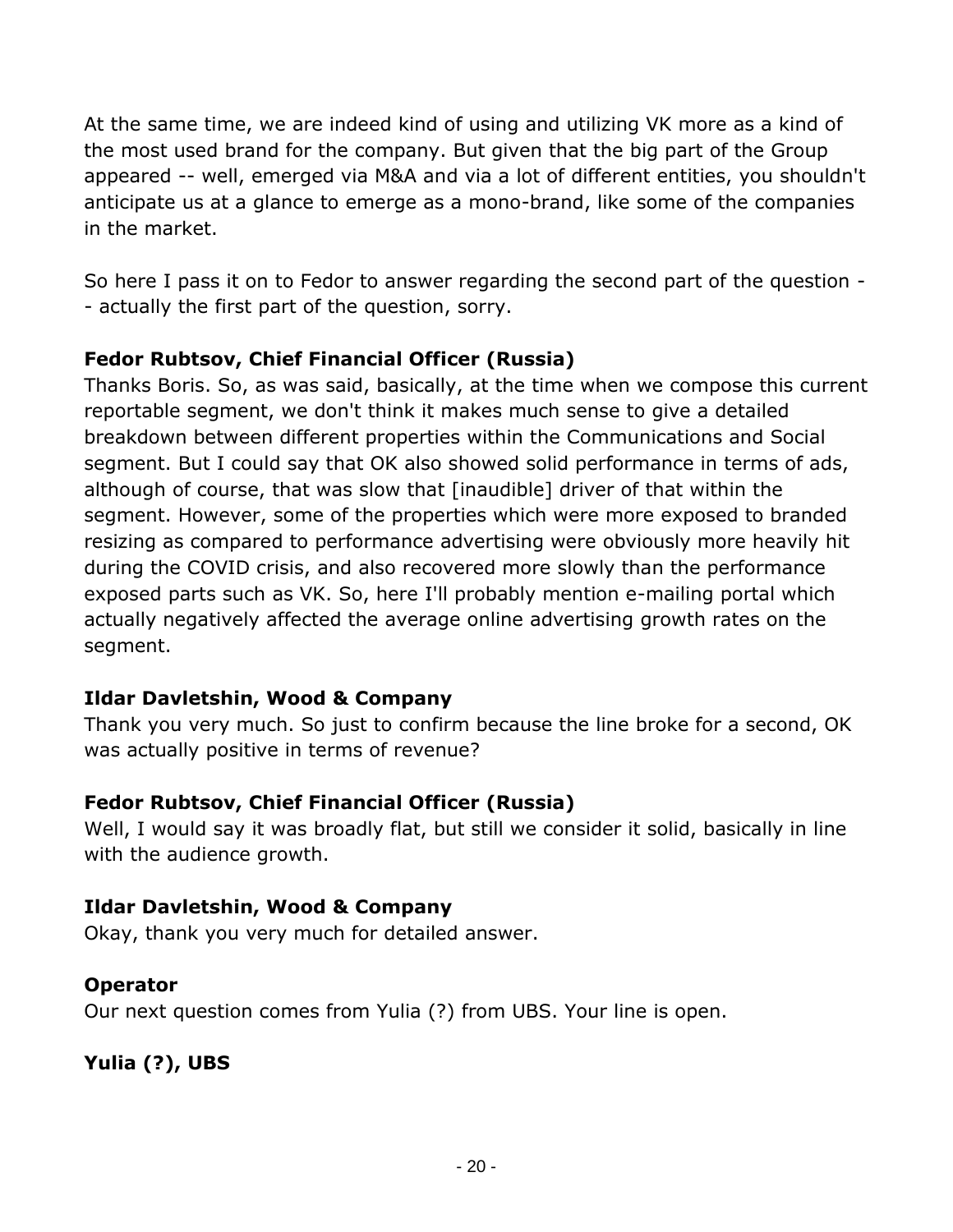At the same time, we are indeed kind of using and utilizing VK more as a kind of the most used brand for the company. But given that the big part of the Group appeared -- well, emerged via M&A and via a lot of different entities, you shouldn't anticipate us at a glance to emerge as a mono-brand, like some of the companies in the market.

So here I pass it on to Fedor to answer regarding the second part of the question -- actually the first part of the question, sorry.

**Fedor Rubtsov, Chief Financial Officer (Russia)**
Thanks Boris. So, as was said, basically, at the time when we compose this current reportable segment, we don't think it makes much sense to give a detailed breakdown between different properties within the Communications and Social segment. But I could say that OK also showed solid performance in terms of ads, although of course, that was slow that [inaudible] driver of that within the segment. However, some of the properties which were more exposed to branded resizing as compared to performance advertising were obviously more heavily hit during the COVID crisis, and also recovered more slowly than the performance exposed parts such as VK. So, here I'll probably mention e-mailing portal which actually negatively affected the average online advertising growth rates on the segment.

**Ildar Davletshin, Wood & Company**
Thank you very much. So just to confirm because the line broke for a second, OK was actually positive in terms of revenue?

**Fedor Rubtsov, Chief Financial Officer (Russia)**
Well, I would say it was broadly flat, but still we consider it solid, basically in line with the audience growth.

**Ildar Davletshin, Wood & Company**
Okay, thank you very much for detailed answer.

**Operator**
Our next question comes from Yulia (?) from UBS. Your line is open.

**Yulia (?), UBS**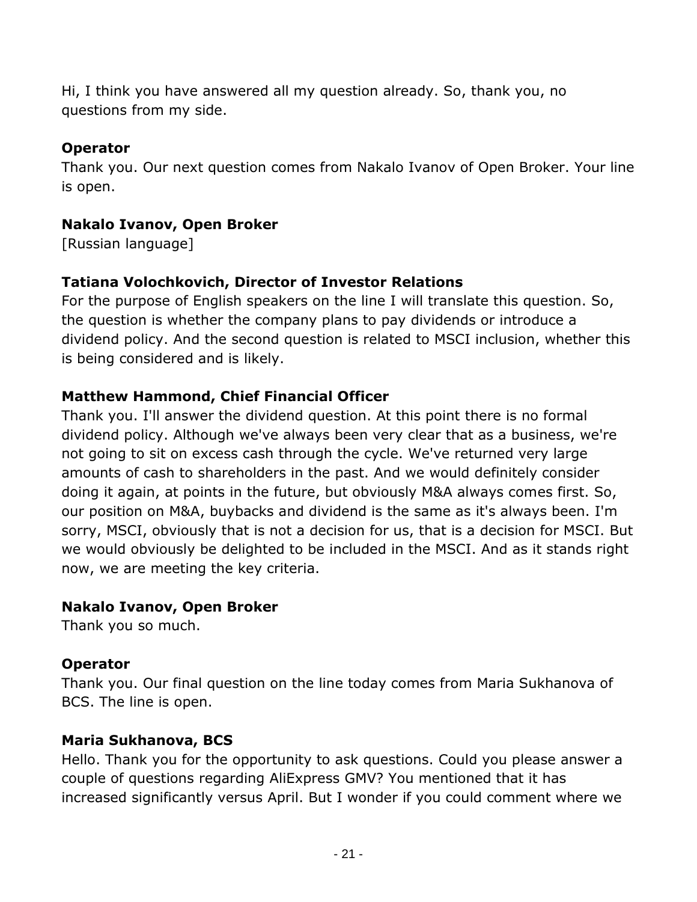Hi, I think you have answered all my question already. So, thank you, no questions from my side.

**Operator**
Thank you. Our next question comes from Nakalo Ivanov of Open Broker. Your line is open.

**Nakalo Ivanov, Open Broker**
[Russian language]

**Tatiana Volochkovich, Director of Investor Relations**
For the purpose of English speakers on the line I will translate this question. So, the question is whether the company plans to pay dividends or introduce a dividend policy. And the second question is related to MSCI inclusion, whether this is being considered and is likely.

**Matthew Hammond, Chief Financial Officer**
Thank you. I'll answer the dividend question. At this point there is no formal dividend policy. Although we've always been very clear that as a business, we're not going to sit on excess cash through the cycle. We've returned very large amounts of cash to shareholders in the past. And we would definitely consider doing it again, at points in the future, but obviously M&A always comes first. So, our position on M&A, buybacks and dividend is the same as it's always been. I'm sorry, MSCI, obviously that is not a decision for us, that is a decision for MSCI. But we would obviously be delighted to be included in the MSCI. And as it stands right now, we are meeting the key criteria.

**Nakalo Ivanov, Open Broker**
Thank you so much.

**Operator**
Thank you. Our final question on the line today comes from Maria Sukhanova of BCS. The line is open.

**Maria Sukhanova, BCS**
Hello. Thank you for the opportunity to ask questions. Could you please answer a couple of questions regarding AliExpress GMV? You mentioned that it has increased significantly versus April. But I wonder if you could comment where we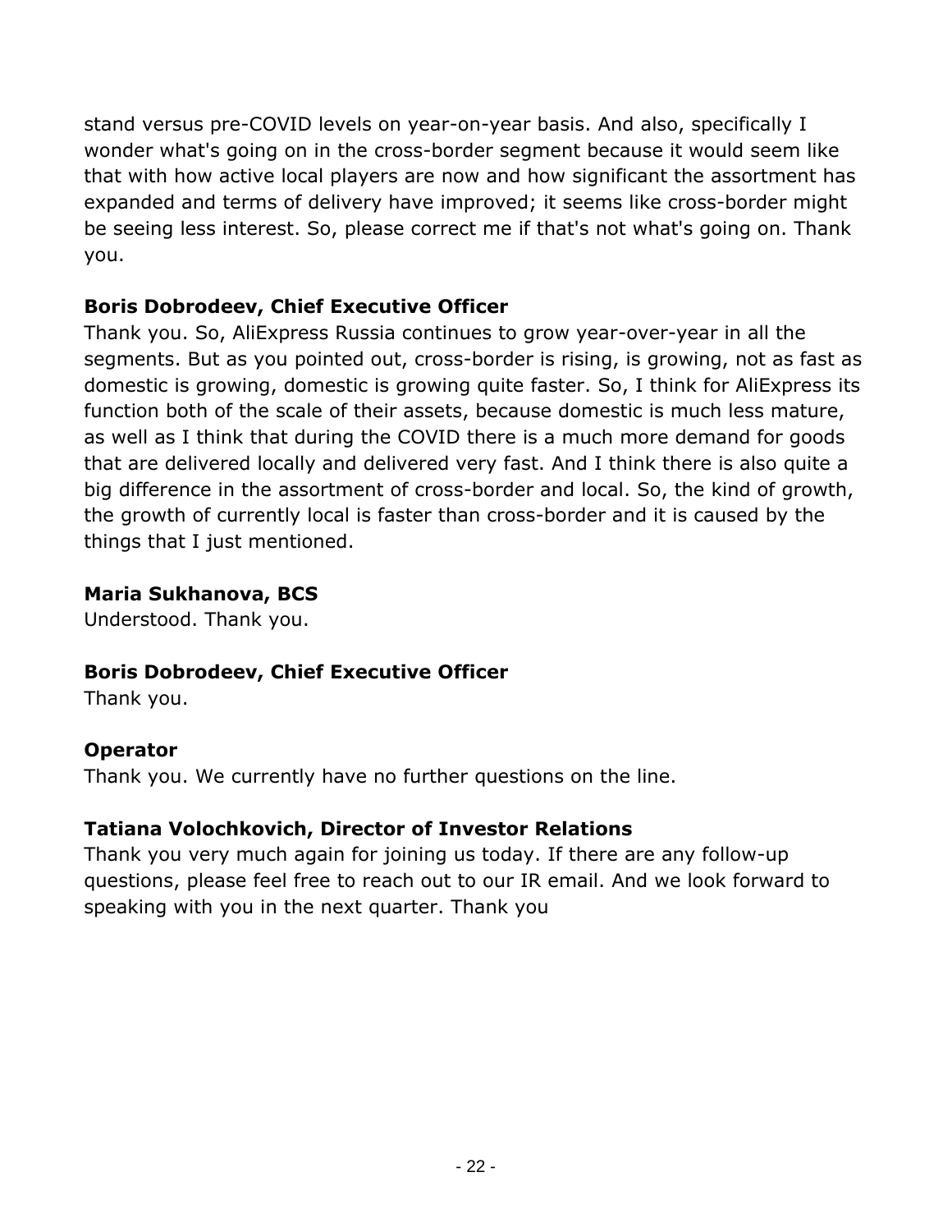stand versus pre-COVID levels on year-on-year basis. And also, specifically I wonder what's going on in the cross-border segment because it would seem like that with how active local players are now and how significant the assortment has expanded and terms of delivery have improved; it seems like cross-border might be seeing less interest. So, please correct me if that's not what's going on. Thank you.

**Boris Dobrodeev, Chief Executive Officer**
Thank you. So, AliExpress Russia continues to grow year-over-year in all the segments. But as you pointed out, cross-border is rising, is growing, not as fast as domestic is growing, domestic is growing quite faster. So, I think for AliExpress its function both of the scale of their assets, because domestic is much less mature, as well as I think that during the COVID there is a much more demand for goods that are delivered locally and delivered very fast. And I think there is also quite a big difference in the assortment of cross-border and local. So, the kind of growth, the growth of currently local is faster than cross-border and it is caused by the things that I just mentioned.

**Maria Sukhanova, BCS**
Understood. Thank you.

**Boris Dobrodeev, Chief Executive Officer**
Thank you.

**Operator**
Thank you. We currently have no further questions on the line.

**Tatiana Volochkovich, Director of Investor Relations**
Thank you very much again for joining us today. If there are any follow-up questions, please feel free to reach out to our IR email. And we look forward to speaking with you in the next quarter. Thank you